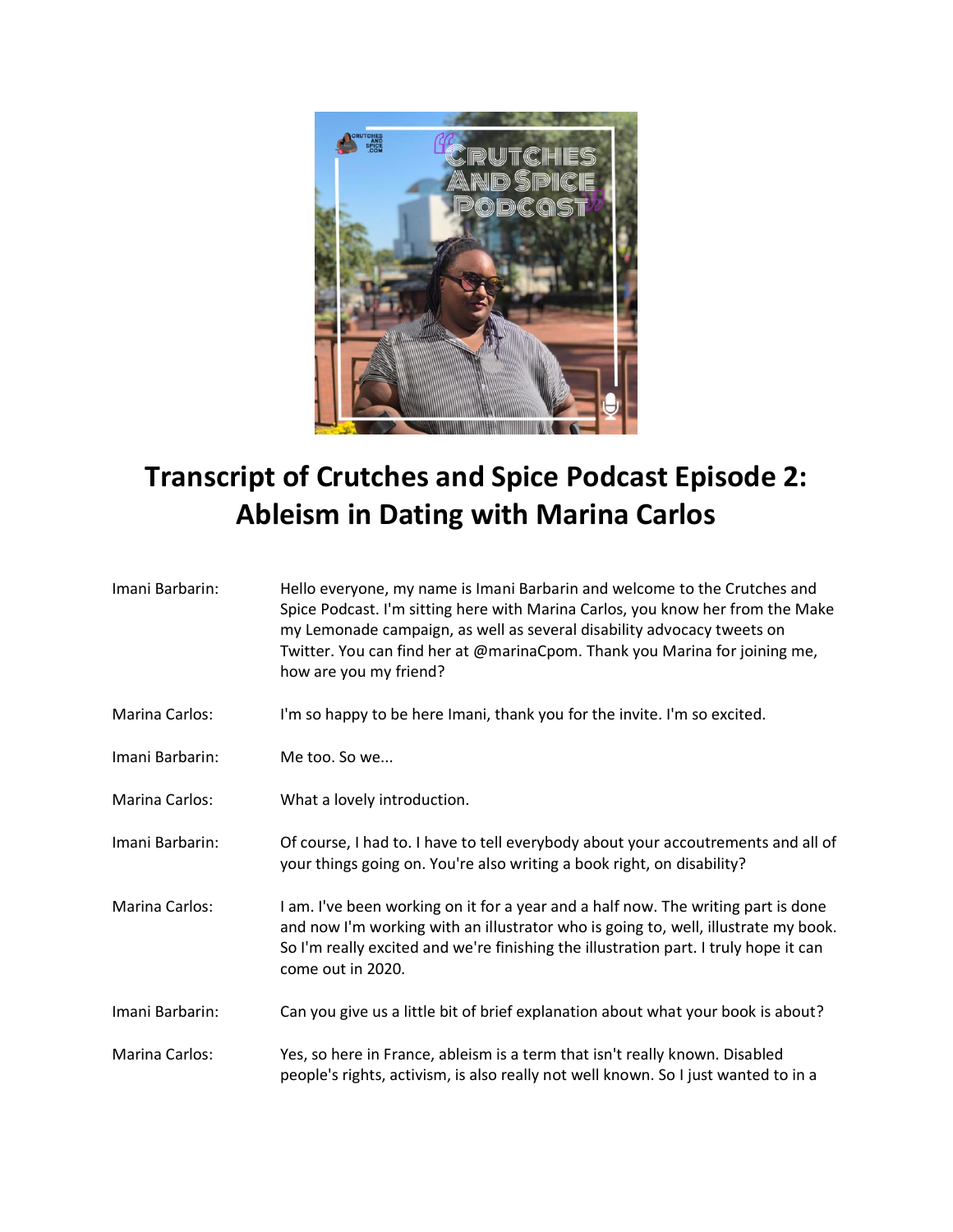# Transcript of Crutches and Spice Podcast Episode 2: Ableism in Dating with Marina Carlos

| | |
|---|---|
| Imani Barbarin: | Hello everyone, my name is Imani Barbarin and welcome to the Crutches and Spice Podcast. I'm sitting here with Marina Carlos, you know her from the Make my Lemonade campaign, as well as several disability advocacy tweets on Twitter. You can find her at @marinaCpom. Thank you Marina for joining me, how are you my friend? |
| Marina Carlos: | I'm so happy to be here Imani, thank you for the invite. I'm so excited. |
| Imani Barbarin: | Me too. So we... |
| Marina Carlos: | What a lovely introduction. |
| Imani Barbarin: | Of course, I had to. I have to tell everybody about your accoutrements and all of your things going on. You're also writing a book right, on disability? |
| Marina Carlos: | I am. I've been working on it for a year and a half now. The writing part is done and now I'm working with an illustrator who is going to, well, illustrate my book. So I'm really excited and we're finishing the illustration part. I truly hope it can come out in 2020. |
| Imani Barbarin: | Can you give us a little bit of brief explanation about what your book is about? |
| Marina Carlos: | Yes, so here in France, ableism is a term that isn't really known. Disabled people's rights, activism, is also really not well known. So I just wanted to in a |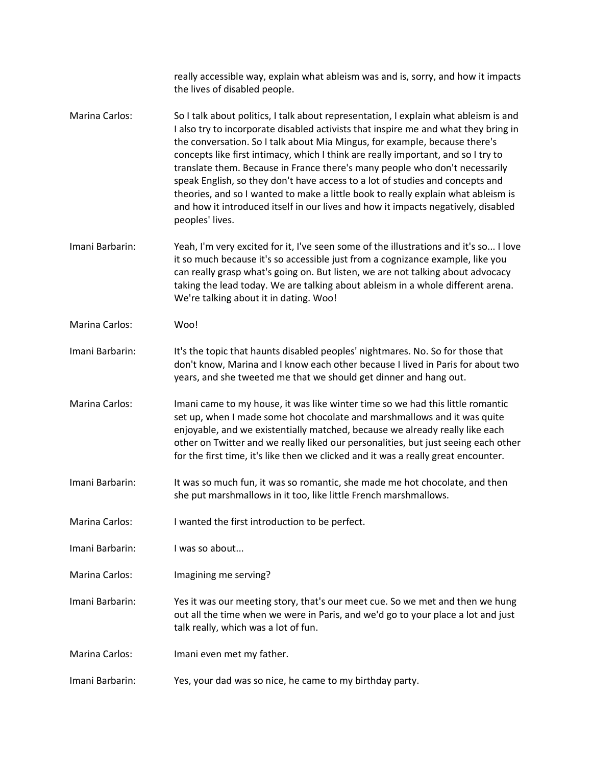really accessible way, explain what ableism was and is, sorry, and how it impacts the lives of disabled people.

Marina Carlos: So I talk about politics, I talk about representation, I explain what ableism is and I also try to incorporate disabled activists that inspire me and what they bring in the conversation. So I talk about Mia Mingus, for example, because there's concepts like first intimacy, which I think are really important, and so I try to translate them. Because in France there's many people who don't necessarily speak English, so they don't have access to a lot of studies and concepts and theories, and so I wanted to make a little book to really explain what ableism is and how it introduced itself in our lives and how it impacts negatively, disabled peoples' lives.

Imani Barbarin: Yeah, I'm very excited for it, I've seen some of the illustrations and it's so... I love it so much because it's so accessible just from a cognizance example, like you can really grasp what's going on. But listen, we are not talking about advocacy taking the lead today. We are talking about ableism in a whole different arena. We're talking about it in dating. Woo!

Marina Carlos: Woo!

Imani Barbarin: It's the topic that haunts disabled peoples' nightmares. No. So for those that don't know, Marina and I know each other because I lived in Paris for about two years, and she tweeted me that we should get dinner and hang out.

Marina Carlos: Imani came to my house, it was like winter time so we had this little romantic set up, when I made some hot chocolate and marshmallows and it was quite enjoyable, and we existentially matched, because we already really like each other on Twitter and we really liked our personalities, but just seeing each other for the first time, it's like then we clicked and it was a really great encounter.

Imani Barbarin: It was so much fun, it was so romantic, she made me hot chocolate, and then she put marshmallows in it too, like little French marshmallows.

Marina Carlos: I wanted the first introduction to be perfect.

Imani Barbarin: I was so about...

Marina Carlos: Imagining me serving?

Imani Barbarin: Yes it was our meeting story, that's our meet cue. So we met and then we hung out all the time when we were in Paris, and we'd go to your place a lot and just talk really, which was a lot of fun.

Marina Carlos: Imani even met my father.

Imani Barbarin: Yes, your dad was so nice, he came to my birthday party.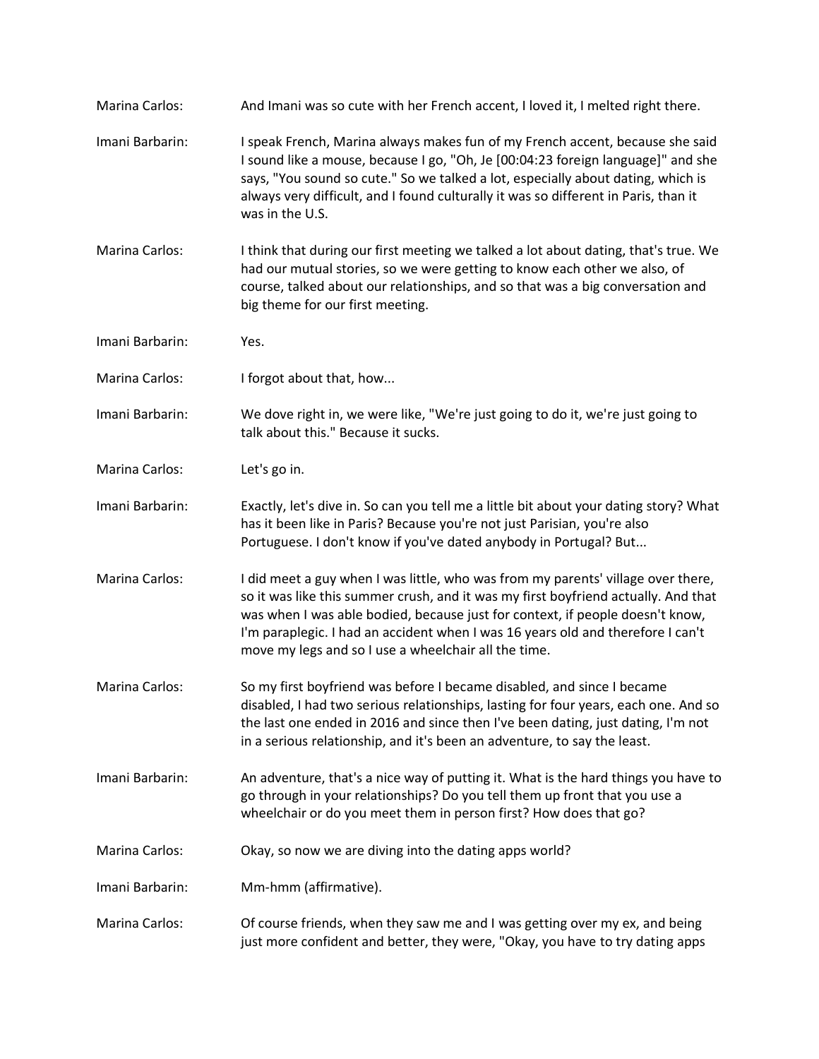Marina Carlos: And Imani was so cute with her French accent, I loved it, I melted right there.

Imani Barbarin: I speak French, Marina always makes fun of my French accent, because she said I sound like a mouse, because I go, "Oh, Je [00:04:23 foreign language]" and she says, "You sound so cute." So we talked a lot, especially about dating, which is always very difficult, and I found culturally it was so different in Paris, than it was in the U.S.

Marina Carlos: I think that during our first meeting we talked a lot about dating, that's true. We had our mutual stories, so we were getting to know each other we also, of course, talked about our relationships, and so that was a big conversation and big theme for our first meeting.

Imani Barbarin: Yes.

Marina Carlos: I forgot about that, how...

Imani Barbarin: We dove right in, we were like, "We're just going to do it, we're just going to talk about this." Because it sucks.

Marina Carlos: Let's go in.

Imani Barbarin: Exactly, let's dive in. So can you tell me a little bit about your dating story? What has it been like in Paris? Because you're not just Parisian, you're also Portuguese. I don't know if you've dated anybody in Portugal? But...

Marina Carlos: I did meet a guy when I was little, who was from my parents' village over there, so it was like this summer crush, and it was my first boyfriend actually. And that was when I was able bodied, because just for context, if people doesn't know, I'm paraplegic. I had an accident when I was 16 years old and therefore I can't move my legs and so I use a wheelchair all the time.

Marina Carlos: So my first boyfriend was before I became disabled, and since I became disabled, I had two serious relationships, lasting for four years, each one. And so the last one ended in 2016 and since then I've been dating, just dating, I'm not in a serious relationship, and it's been an adventure, to say the least.

Imani Barbarin: An adventure, that's a nice way of putting it. What is the hard things you have to go through in your relationships? Do you tell them up front that you use a wheelchair or do you meet them in person first? How does that go?

Marina Carlos: Okay, so now we are diving into the dating apps world?

Imani Barbarin: Mm-hmm (affirmative).

Marina Carlos: Of course friends, when they saw me and I was getting over my ex, and being just more confident and better, they were, "Okay, you have to try dating apps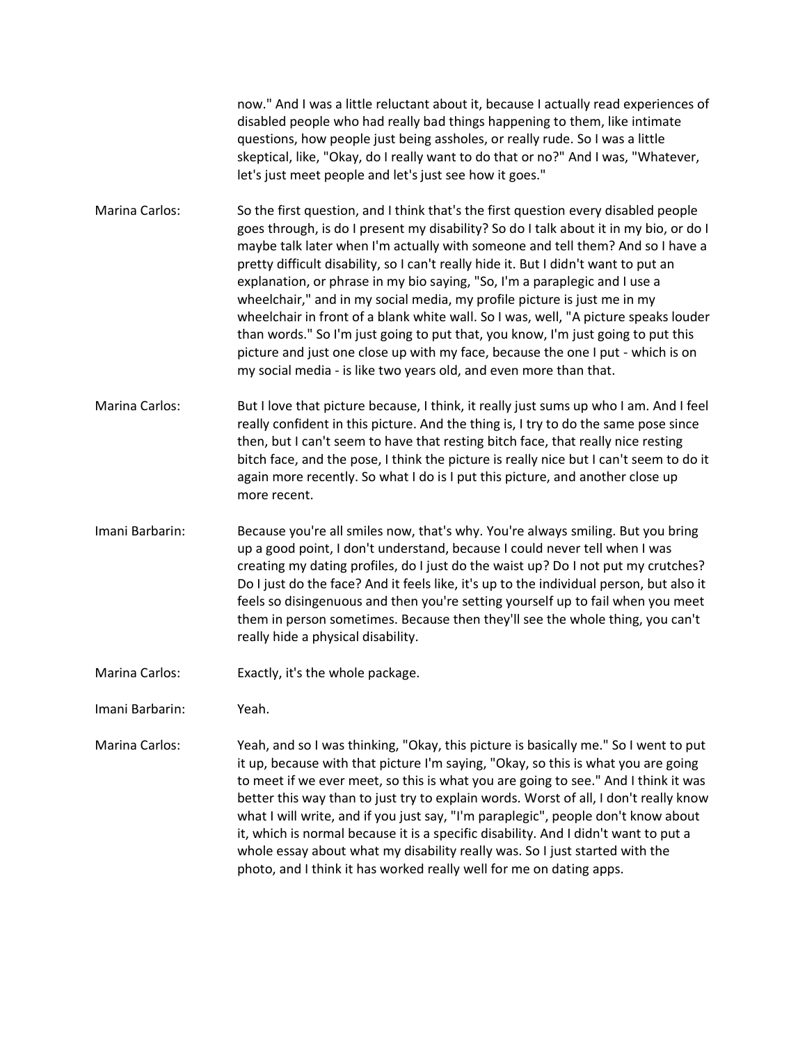now." And I was a little reluctant about it, because I actually read experiences of disabled people who had really bad things happening to them, like intimate questions, how people just being assholes, or really rude. So I was a little skeptical, like, "Okay, do I really want to do that or no?" And I was, "Whatever, let's just meet people and let's just see how it goes."

**Marina Carlos:** So the first question, and I think that's the first question every disabled people goes through, is do I present my disability? So do I talk about it in my bio, or do I maybe talk later when I'm actually with someone and tell them? And so I have a pretty difficult disability, so I can't really hide it. But I didn't want to put an explanation, or phrase in my bio saying, "So, I'm a paraplegic and I use a wheelchair," and in my social media, my profile picture is just me in my wheelchair in front of a blank white wall. So I was, well, "A picture speaks louder than words." So I'm just going to put that, you know, I'm just going to put this picture and just one close up with my face, because the one I put - which is on my social media - is like two years old, and even more than that.

**Marina Carlos:** But I love that picture because, I think, it really just sums up who I am. And I feel really confident in this picture. And the thing is, I try to do the same pose since then, but I can't seem to have that resting bitch face, that really nice resting bitch face, and the pose, I think the picture is really nice but I can't seem to do it again more recently. So what I do is I put this picture, and another close up more recent.

**Imani Barbarin:** Because you're all smiles now, that's why. You're always smiling. But you bring up a good point, I don't understand, because I could never tell when I was creating my dating profiles, do I just do the waist up? Do I not put my crutches? Do I just do the face? And it feels like, it's up to the individual person, but also it feels so disingenuous and then you're setting yourself up to fail when you meet them in person sometimes. Because then they'll see the whole thing, you can't really hide a physical disability.

**Marina Carlos:** Exactly, it's the whole package.

**Imani Barbarin:** Yeah.

**Marina Carlos:** Yeah, and so I was thinking, "Okay, this picture is basically me." So I went to put it up, because with that picture I'm saying, "Okay, so this is what you are going to meet if we ever meet, so this is what you are going to see." And I think it was better this way than to just try to explain words. Worst of all, I don't really know what I will write, and if you just say, "I'm paraplegic", people don't know about it, which is normal because it is a specific disability. And I didn't want to put a whole essay about what my disability really was. So I just started with the photo, and I think it has worked really well for me on dating apps.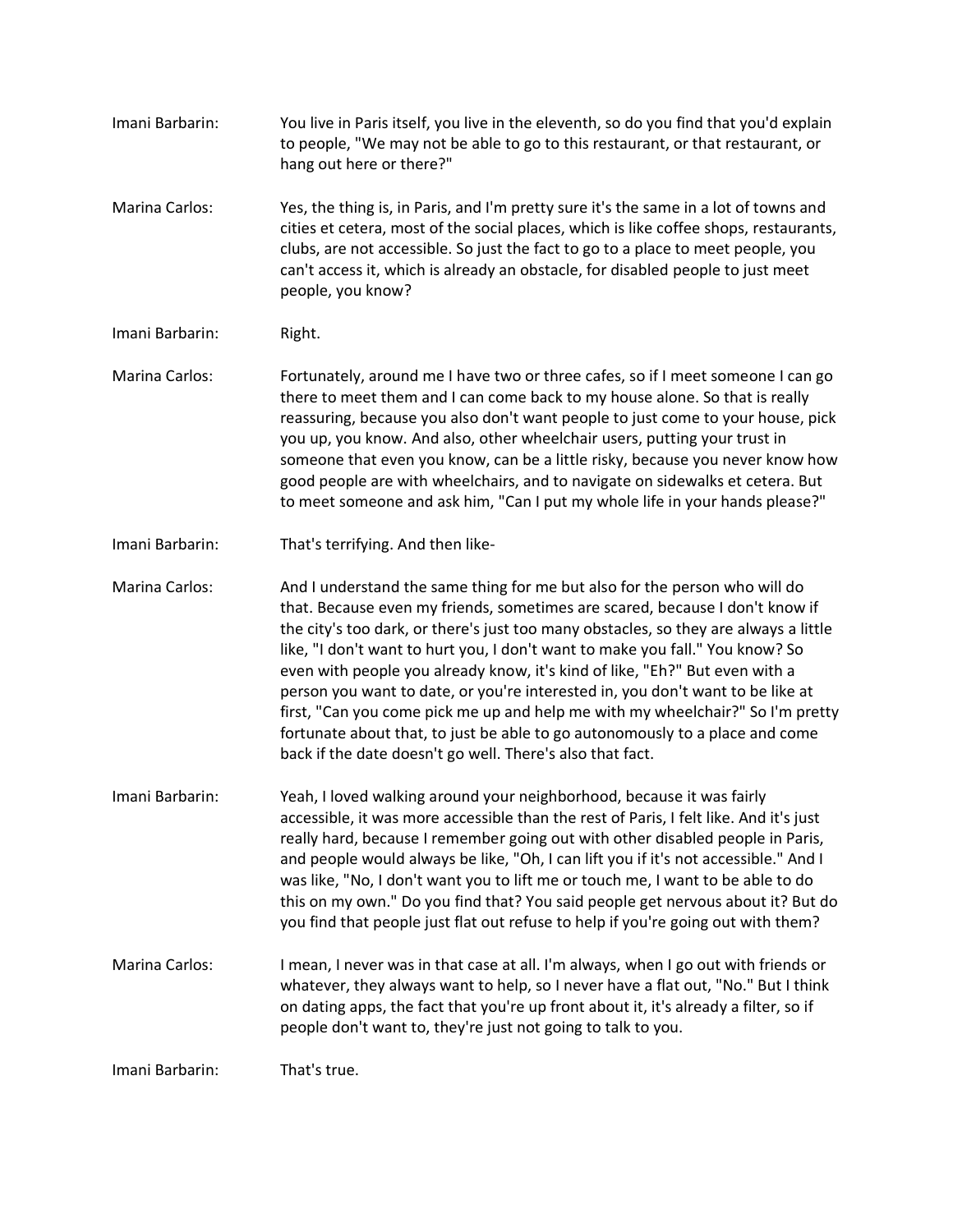Imani Barbarin: You live in Paris itself, you live in the eleventh, so do you find that you'd explain to people, "We may not be able to go to this restaurant, or that restaurant, or hang out here or there?"

Marina Carlos: Yes, the thing is, in Paris, and I'm pretty sure it's the same in a lot of towns and cities et cetera, most of the social places, which is like coffee shops, restaurants, clubs, are not accessible. So just the fact to go to a place to meet people, you can't access it, which is already an obstacle, for disabled people to just meet people, you know?

Imani Barbarin: Right.

Marina Carlos: Fortunately, around me I have two or three cafes, so if I meet someone I can go there to meet them and I can come back to my house alone. So that is really reassuring, because you also don't want people to just come to your house, pick you up, you know. And also, other wheelchair users, putting your trust in someone that even you know, can be a little risky, because you never know how good people are with wheelchairs, and to navigate on sidewalks et cetera. But to meet someone and ask him, "Can I put my whole life in your hands please?"

Imani Barbarin: That's terrifying. And then like-

Marina Carlos: And I understand the same thing for me but also for the person who will do that. Because even my friends, sometimes are scared, because I don't know if the city's too dark, or there's just too many obstacles, so they are always a little like, "I don't want to hurt you, I don't want to make you fall." You know? So even with people you already know, it's kind of like, "Eh?" But even with a person you want to date, or you're interested in, you don't want to be like at first, "Can you come pick me up and help me with my wheelchair?" So I'm pretty fortunate about that, to just be able to go autonomously to a place and come back if the date doesn't go well. There's also that fact.

Imani Barbarin: Yeah, I loved walking around your neighborhood, because it was fairly accessible, it was more accessible than the rest of Paris, I felt like. And it's just really hard, because I remember going out with other disabled people in Paris, and people would always be like, "Oh, I can lift you if it's not accessible." And I was like, "No, I don't want you to lift me or touch me, I want to be able to do this on my own." Do you find that? You said people get nervous about it? But do you find that people just flat out refuse to help if you're going out with them?

Marina Carlos: I mean, I never was in that case at all. I'm always, when I go out with friends or whatever, they always want to help, so I never have a flat out, "No." But I think on dating apps, the fact that you're up front about it, it's already a filter, so if people don't want to, they're just not going to talk to you.

Imani Barbarin: That's true.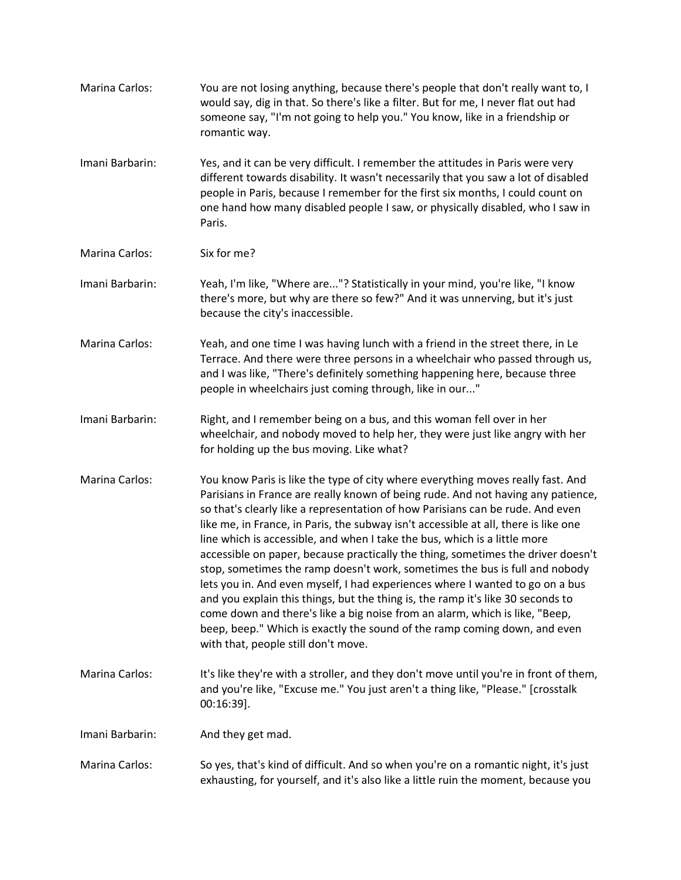Marina Carlos: You are not losing anything, because there's people that don't really want to, I would say, dig in that. So there's like a filter. But for me, I never flat out had someone say, "I'm not going to help you." You know, like in a friendship or romantic way.

Imani Barbarin: Yes, and it can be very difficult. I remember the attitudes in Paris were very different towards disability. It wasn't necessarily that you saw a lot of disabled people in Paris, because I remember for the first six months, I could count on one hand how many disabled people I saw, or physically disabled, who I saw in Paris.

Marina Carlos: Six for me?

Imani Barbarin: Yeah, I'm like, "Where are..."? Statistically in your mind, you're like, "I know there's more, but why are there so few?" And it was unnerving, but it's just because the city's inaccessible.

Marina Carlos: Yeah, and one time I was having lunch with a friend in the street there, in Le Terrace. And there were three persons in a wheelchair who passed through us, and I was like, "There's definitely something happening here, because three people in wheelchairs just coming through, like in our..."

Imani Barbarin: Right, and I remember being on a bus, and this woman fell over in her wheelchair, and nobody moved to help her, they were just like angry with her for holding up the bus moving. Like what?

Marina Carlos: You know Paris is like the type of city where everything moves really fast. And Parisians in France are really known of being rude. And not having any patience, so that's clearly like a representation of how Parisians can be rude. And even like me, in France, in Paris, the subway isn't accessible at all, there is like one line which is accessible, and when I take the bus, which is a little more accessible on paper, because practically the thing, sometimes the driver doesn't stop, sometimes the ramp doesn't work, sometimes the bus is full and nobody lets you in. And even myself, I had experiences where I wanted to go on a bus and you explain this things, but the thing is, the ramp it's like 30 seconds to come down and there's like a big noise from an alarm, which is like, "Beep, beep, beep." Which is exactly the sound of the ramp coming down, and even with that, people still don't move.

Marina Carlos: It's like they're with a stroller, and they don't move until you're in front of them, and you're like, "Excuse me." You just aren't a thing like, "Please." [crosstalk 00:16:39].

Imani Barbarin: And they get mad.

Marina Carlos: So yes, that's kind of difficult. And so when you're on a romantic night, it's just exhausting, for yourself, and it's also like a little ruin the moment, because you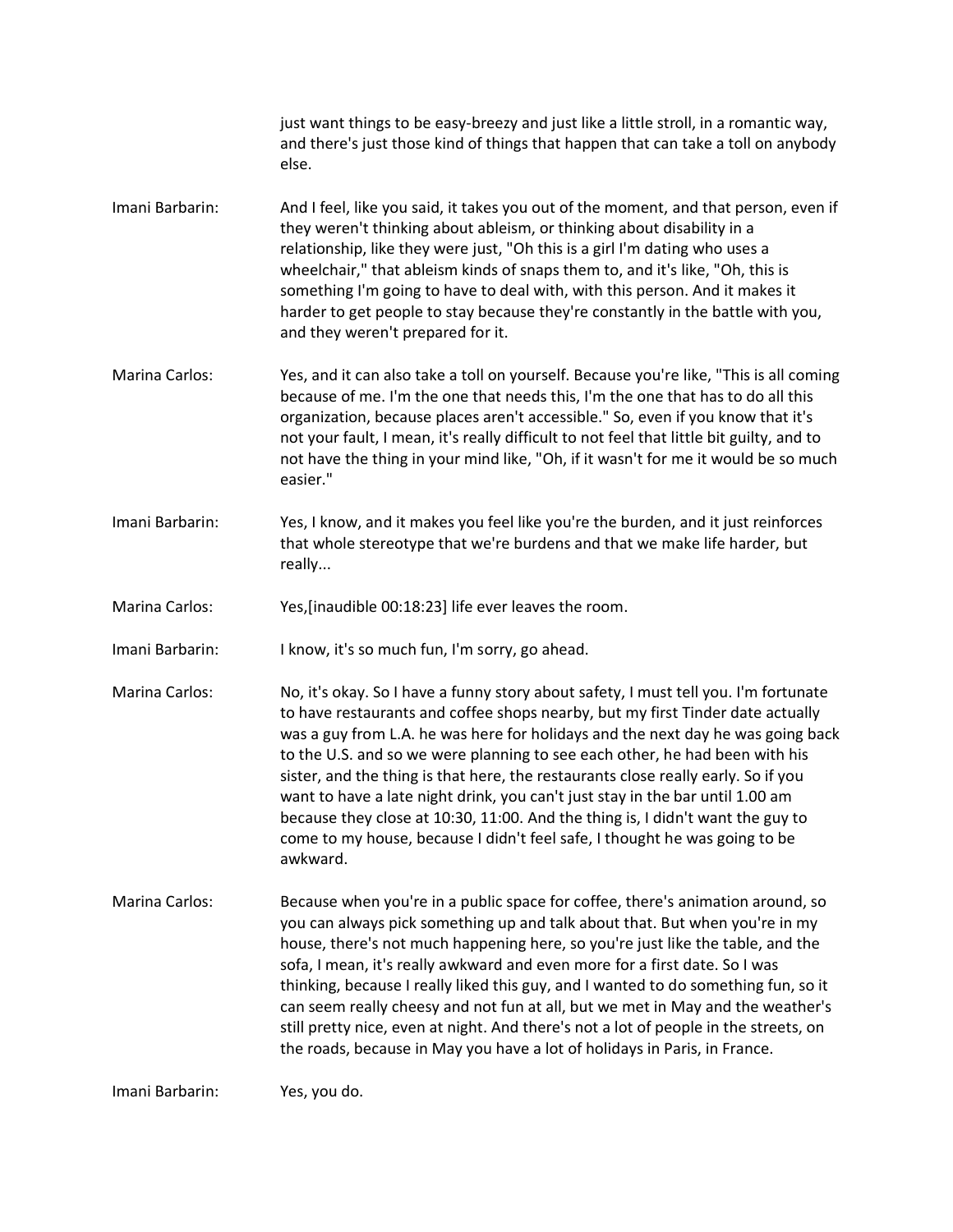just want things to be easy-breezy and just like a little stroll, in a romantic way, and there's just those kind of things that happen that can take a toll on anybody else.

**Imani Barbarin:** And I feel, like you said, it takes you out of the moment, and that person, even if they weren't thinking about ableism, or thinking about disability in a relationship, like they were just, "Oh this is a girl I'm dating who uses a wheelchair," that ableism kinds of snaps them to, and it's like, "Oh, this is something I'm going to have to deal with, with this person. And it makes it harder to get people to stay because they're constantly in the battle with you, and they weren't prepared for it.

**Marina Carlos:** Yes, and it can also take a toll on yourself. Because you're like, "This is all coming because of me. I'm the one that needs this, I'm the one that has to do all this organization, because places aren't accessible." So, even if you know that it's not your fault, I mean, it's really difficult to not feel that little bit guilty, and to not have the thing in your mind like, "Oh, if it wasn't for me it would be so much easier."

**Imani Barbarin:** Yes, I know, and it makes you feel like you're the burden, and it just reinforces that whole stereotype that we're burdens and that we make life harder, but really...

**Marina Carlos:** Yes,[inaudible 00:18:23] life ever leaves the room.

**Imani Barbarin:** I know, it's so much fun, I'm sorry, go ahead.

**Marina Carlos:** No, it's okay. So I have a funny story about safety, I must tell you. I'm fortunate to have restaurants and coffee shops nearby, but my first Tinder date actually was a guy from L.A. he was here for holidays and the next day he was going back to the U.S. and so we were planning to see each other, he had been with his sister, and the thing is that here, the restaurants close really early. So if you want to have a late night drink, you can't just stay in the bar until 1.00 am because they close at 10:30, 11:00. And the thing is, I didn't want the guy to come to my house, because I didn't feel safe, I thought he was going to be awkward.

**Marina Carlos:** Because when you're in a public space for coffee, there's animation around, so you can always pick something up and talk about that. But when you're in my house, there's not much happening here, so you're just like the table, and the sofa, I mean, it's really awkward and even more for a first date. So I was thinking, because I really liked this guy, and I wanted to do something fun, so it can seem really cheesy and not fun at all, but we met in May and the weather's still pretty nice, even at night. And there's not a lot of people in the streets, on the roads, because in May you have a lot of holidays in Paris, in France.

**Imani Barbarin:** Yes, you do.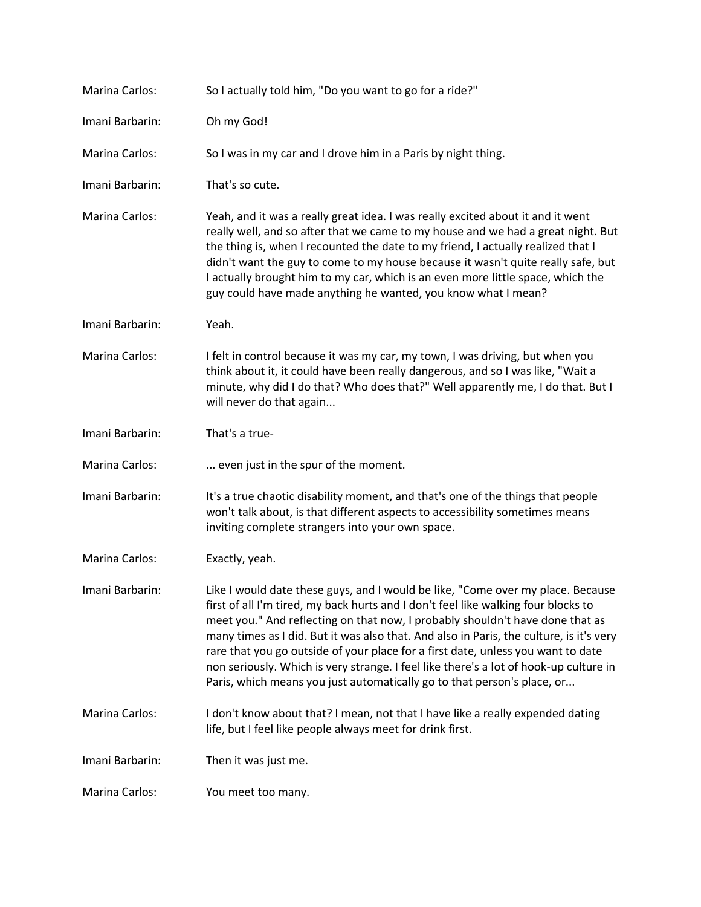Marina Carlos: So I actually told him, "Do you want to go for a ride?"

Imani Barbarin: Oh my God!

Marina Carlos: So I was in my car and I drove him in a Paris by night thing.

Imani Barbarin: That's so cute.

Marina Carlos: Yeah, and it was a really great idea. I was really excited about it and it went really well, and so after that we came to my house and we had a great night. But the thing is, when I recounted the date to my friend, I actually realized that I didn't want the guy to come to my house because it wasn't quite really safe, but I actually brought him to my car, which is an even more little space, which the guy could have made anything he wanted, you know what I mean?

Imani Barbarin: Yeah.

Marina Carlos: I felt in control because it was my car, my town, I was driving, but when you think about it, it could have been really dangerous, and so I was like, "Wait a minute, why did I do that? Who does that?" Well apparently me, I do that. But I will never do that again...

Imani Barbarin: That's a true-

Marina Carlos: ... even just in the spur of the moment.

Imani Barbarin: It's a true chaotic disability moment, and that's one of the things that people won't talk about, is that different aspects to accessibility sometimes means inviting complete strangers into your own space.

Marina Carlos: Exactly, yeah.

Imani Barbarin: Like I would date these guys, and I would be like, "Come over my place. Because first of all I'm tired, my back hurts and I don't feel like walking four blocks to meet you." And reflecting on that now, I probably shouldn't have done that as many times as I did. But it was also that. And also in Paris, the culture, is it's very rare that you go outside of your place for a first date, unless you want to date non seriously. Which is very strange. I feel like there's a lot of hook-up culture in Paris, which means you just automatically go to that person's place, or...

Marina Carlos: I don't know about that? I mean, not that I have like a really expended dating life, but I feel like people always meet for drink first.

Imani Barbarin: Then it was just me.

Marina Carlos: You meet too many.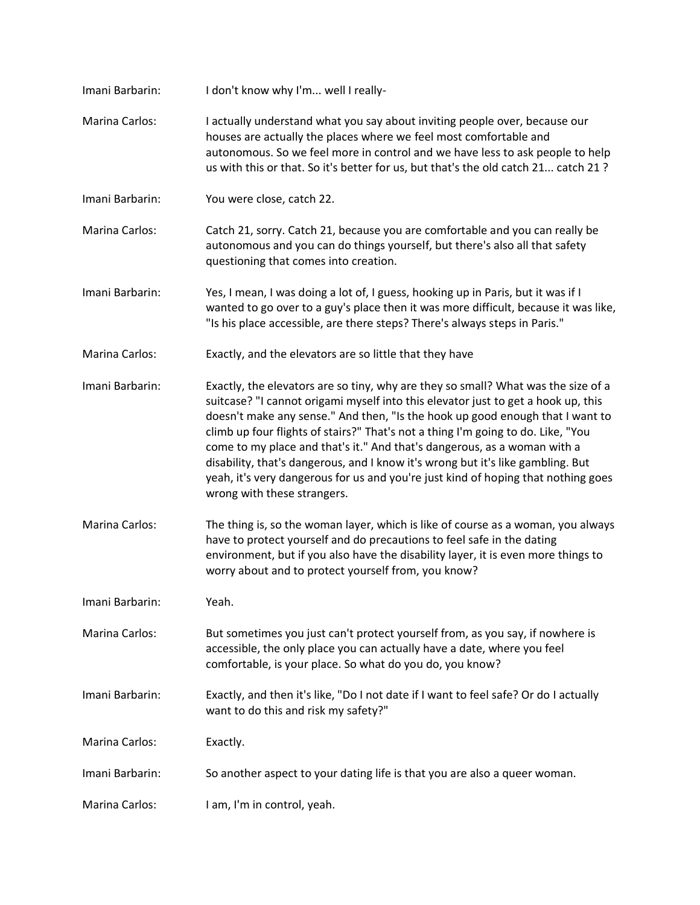**Imani Barbarin:** I don't know why I'm... well I really-

**Marina Carlos:** I actually understand what you say about inviting people over, because our houses are actually the places where we feel most comfortable and autonomous. So we feel more in control and we have less to ask people to help us with this or that. So it's better for us, but that's the old catch 21... catch 21 ?

**Imani Barbarin:** You were close, catch 22.

**Marina Carlos:** Catch 21, sorry. Catch 21, because you are comfortable and you can really be autonomous and you can do things yourself, but there's also all that safety questioning that comes into creation.

**Imani Barbarin:** Yes, I mean, I was doing a lot of, I guess, hooking up in Paris, but it was if I wanted to go over to a guy's place then it was more difficult, because it was like, "Is his place accessible, are there steps? There's always steps in Paris."

**Marina Carlos:** Exactly, and the elevators are so little that they have

**Imani Barbarin:** Exactly, the elevators are so tiny, why are they so small? What was the size of a suitcase? "I cannot origami myself into this elevator just to get a hook up, this doesn't make any sense." And then, "Is the hook up good enough that I want to climb up four flights of stairs?" That's not a thing I'm going to do. Like, "You come to my place and that's it." And that's dangerous, as a woman with a disability, that's dangerous, and I know it's wrong but it's like gambling. But yeah, it's very dangerous for us and you're just kind of hoping that nothing goes wrong with these strangers.

**Marina Carlos:** The thing is, so the woman layer, which is like of course as a woman, you always have to protect yourself and do precautions to feel safe in the dating environment, but if you also have the disability layer, it is even more things to worry about and to protect yourself from, you know?

**Imani Barbarin:** Yeah.

**Marina Carlos:** But sometimes you just can't protect yourself from, as you say, if nowhere is accessible, the only place you can actually have a date, where you feel comfortable, is your place. So what do you do, you know?

**Imani Barbarin:** Exactly, and then it's like, "Do I not date if I want to feel safe? Or do I actually want to do this and risk my safety?"

**Marina Carlos:** Exactly.

**Imani Barbarin:** So another aspect to your dating life is that you are also a queer woman.

**Marina Carlos:** I am, I'm in control, yeah.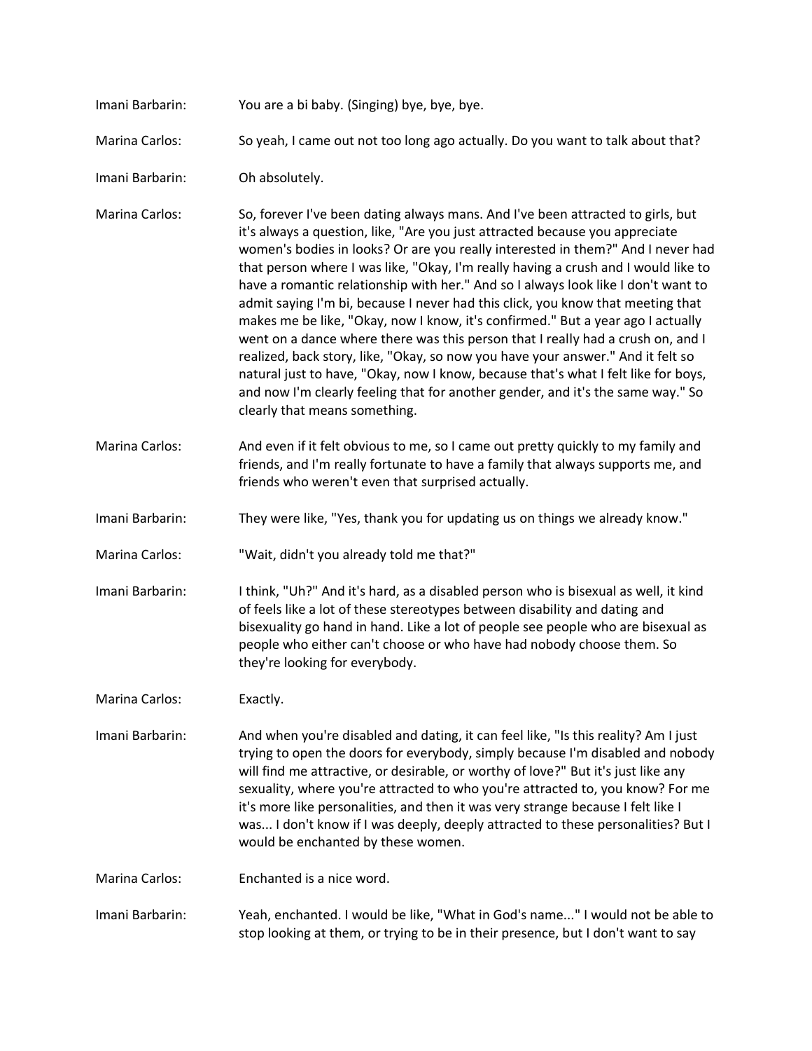Imani Barbarin: You are a bi baby. (Singing) bye, bye, bye.

Marina Carlos: So yeah, I came out not too long ago actually. Do you want to talk about that?

Imani Barbarin: Oh absolutely.

Marina Carlos: So, forever I've been dating always mans. And I've been attracted to girls, but it's always a question, like, "Are you just attracted because you appreciate women's bodies in looks? Or are you really interested in them?" And I never had that person where I was like, "Okay, I'm really having a crush and I would like to have a romantic relationship with her." And so I always look like I don't want to admit saying I'm bi, because I never had this click, you know that meeting that makes me be like, "Okay, now I know, it's confirmed." But a year ago I actually went on a dance where there was this person that I really had a crush on, and I realized, back story, like, "Okay, so now you have your answer." And it felt so natural just to have, "Okay, now I know, because that's what I felt like for boys, and now I'm clearly feeling that for another gender, and it's the same way." So clearly that means something.

Marina Carlos: And even if it felt obvious to me, so I came out pretty quickly to my family and friends, and I'm really fortunate to have a family that always supports me, and friends who weren't even that surprised actually.

Imani Barbarin: They were like, "Yes, thank you for updating us on things we already know."

Marina Carlos: "Wait, didn't you already told me that?"

Imani Barbarin: I think, "Uh?" And it's hard, as a disabled person who is bisexual as well, it kind of feels like a lot of these stereotypes between disability and dating and bisexuality go hand in hand. Like a lot of people see people who are bisexual as people who either can't choose or who have had nobody choose them. So they're looking for everybody.

Marina Carlos: Exactly.

Imani Barbarin: And when you're disabled and dating, it can feel like, "Is this reality? Am I just trying to open the doors for everybody, simply because I'm disabled and nobody will find me attractive, or desirable, or worthy of love?" But it's just like any sexuality, where you're attracted to who you're attracted to, you know? For me it's more like personalities, and then it was very strange because I felt like I was... I don't know if I was deeply, deeply attracted to these personalities? But I would be enchanted by these women.

Marina Carlos: Enchanted is a nice word.

Imani Barbarin: Yeah, enchanted. I would be like, "What in God's name..." I would not be able to stop looking at them, or trying to be in their presence, but I don't want to say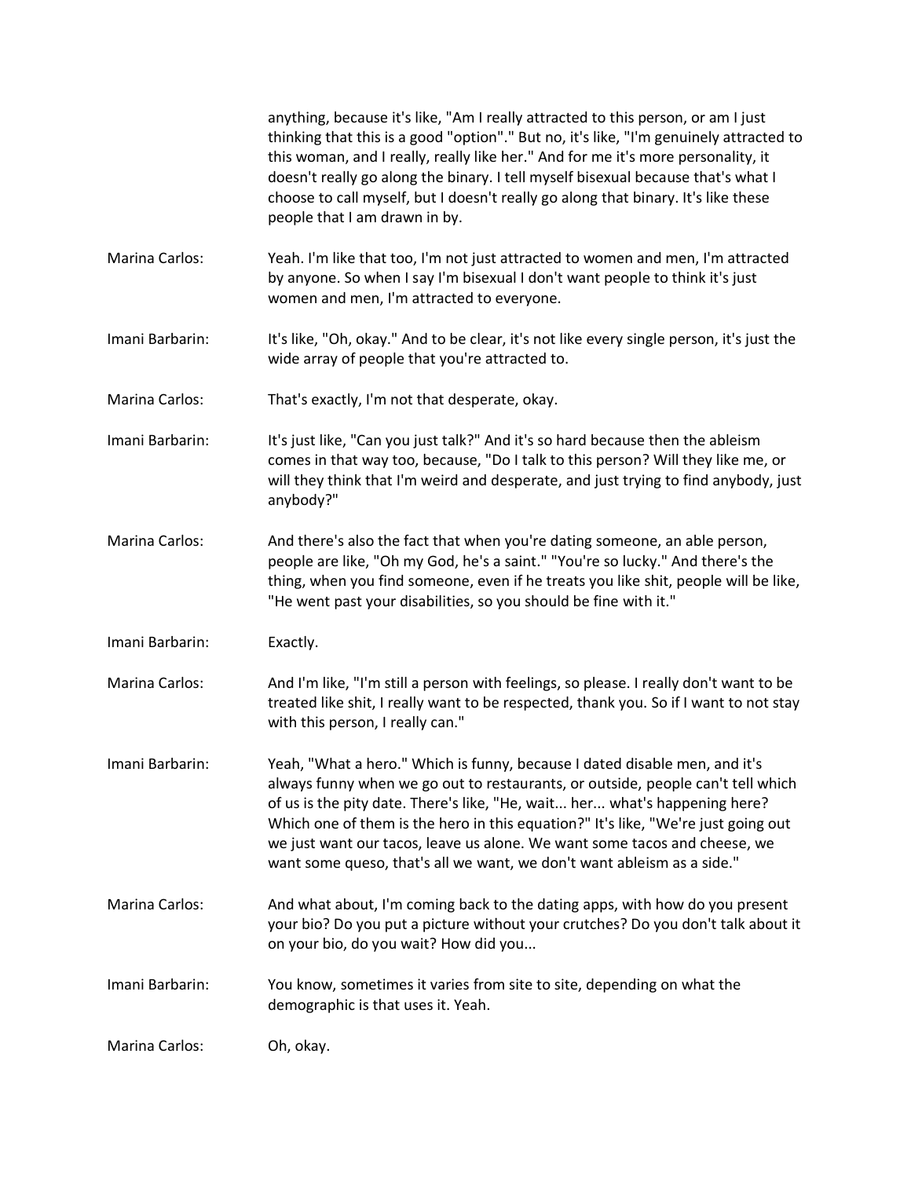anything, because it's like, "Am I really attracted to this person, or am I just thinking that this is a good "option"." But no, it's like, "I'm genuinely attracted to this woman, and I really, really like her." And for me it's more personality, it doesn't really go along the binary. I tell myself bisexual because that's what I choose to call myself, but I doesn't really go along that binary. It's like these people that I am drawn in by.

**Marina Carlos:** Yeah. I'm like that too, I'm not just attracted to women and men, I'm attracted by anyone. So when I say I'm bisexual I don't want people to think it's just women and men, I'm attracted to everyone.

**Imani Barbarin:** It's like, "Oh, okay." And to be clear, it's not like every single person, it's just the wide array of people that you're attracted to.

**Marina Carlos:** That's exactly, I'm not that desperate, okay.

**Imani Barbarin:** It's just like, "Can you just talk?" And it's so hard because then the ableism comes in that way too, because, "Do I talk to this person? Will they like me, or will they think that I'm weird and desperate, and just trying to find anybody, just anybody?"

**Marina Carlos:** And there's also the fact that when you're dating someone, an able person, people are like, "Oh my God, he's a saint." "You're so lucky." And there's the thing, when you find someone, even if he treats you like shit, people will be like, "He went past your disabilities, so you should be fine with it."

**Imani Barbarin:** Exactly.

**Marina Carlos:** And I'm like, "I'm still a person with feelings, so please. I really don't want to be treated like shit, I really want to be respected, thank you. So if I want to not stay with this person, I really can."

**Imani Barbarin:** Yeah, "What a hero." Which is funny, because I dated disable men, and it's always funny when we go out to restaurants, or outside, people can't tell which of us is the pity date. There's like, "He, wait... her... what's happening here? Which one of them is the hero in this equation?" It's like, "We're just going out we just want our tacos, leave us alone. We want some tacos and cheese, we want some queso, that's all we want, we don't want ableism as a side."

**Marina Carlos:** And what about, I'm coming back to the dating apps, with how do you present your bio? Do you put a picture without your crutches? Do you don't talk about it on your bio, do you wait? How did you...

**Imani Barbarin:** You know, sometimes it varies from site to site, depending on what the demographic is that uses it. Yeah.

**Marina Carlos:** Oh, okay.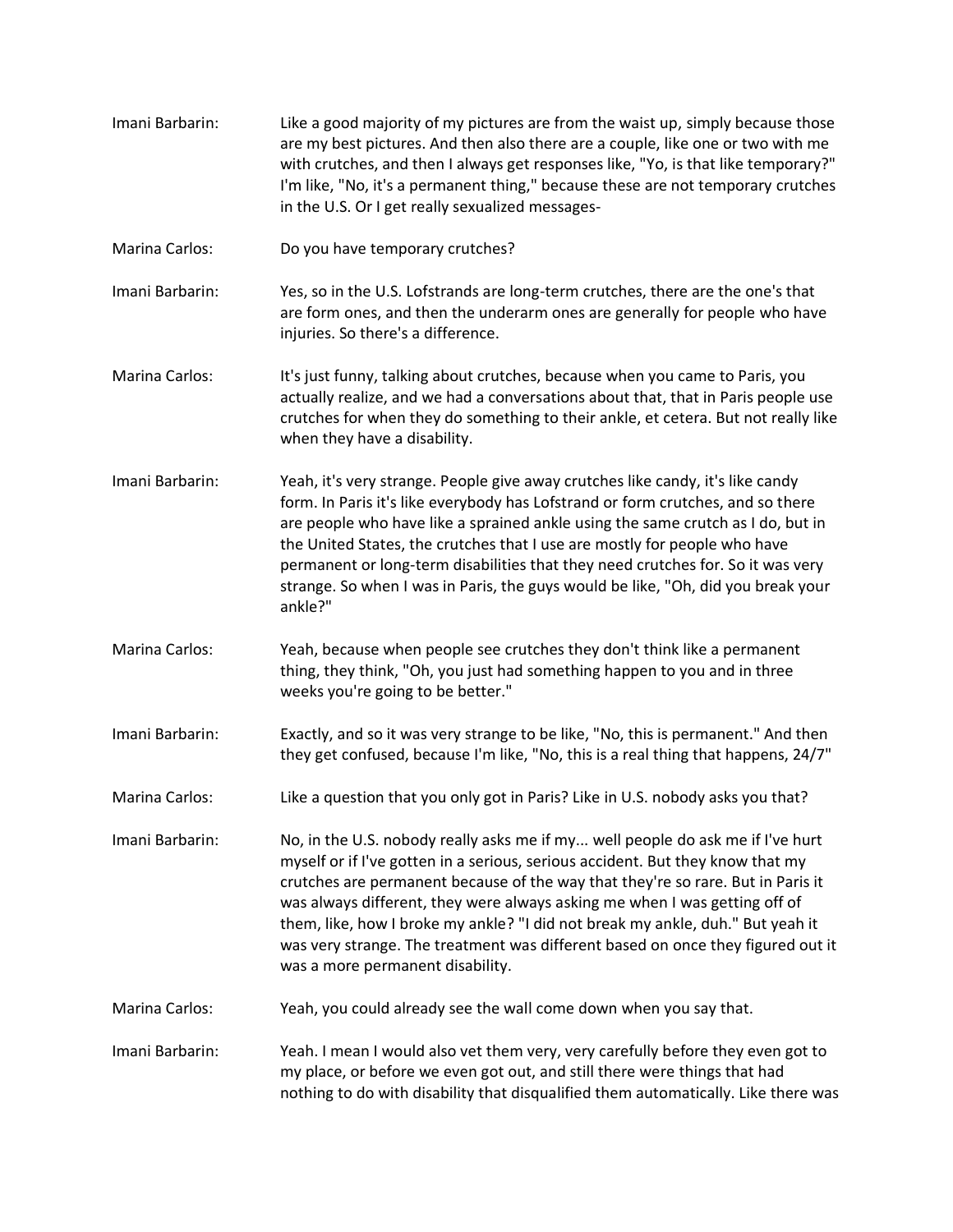Imani Barbarin: Like a good majority of my pictures are from the waist up, simply because those are my best pictures. And then also there are a couple, like one or two with me with crutches, and then I always get responses like, "Yo, is that like temporary?" I'm like, "No, it's a permanent thing," because these are not temporary crutches in the U.S. Or I get really sexualized messages-

Marina Carlos: Do you have temporary crutches?

Imani Barbarin: Yes, so in the U.S. Lofstrands are long-term crutches, there are the one's that are form ones, and then the underarm ones are generally for people who have injuries. So there's a difference.

Marina Carlos: It's just funny, talking about crutches, because when you came to Paris, you actually realize, and we had a conversations about that, that in Paris people use crutches for when they do something to their ankle, et cetera. But not really like when they have a disability.

Imani Barbarin: Yeah, it's very strange. People give away crutches like candy, it's like candy form. In Paris it's like everybody has Lofstrand or form crutches, and so there are people who have like a sprained ankle using the same crutch as I do, but in the United States, the crutches that I use are mostly for people who have permanent or long-term disabilities that they need crutches for. So it was very strange. So when I was in Paris, the guys would be like, "Oh, did you break your ankle?"

Marina Carlos: Yeah, because when people see crutches they don't think like a permanent thing, they think, "Oh, you just had something happen to you and in three weeks you're going to be better."

Imani Barbarin: Exactly, and so it was very strange to be like, "No, this is permanent." And then they get confused, because I'm like, "No, this is a real thing that happens, 24/7"

Marina Carlos: Like a question that you only got in Paris? Like in U.S. nobody asks you that?

Imani Barbarin: No, in the U.S. nobody really asks me if my... well people do ask me if I've hurt myself or if I've gotten in a serious, serious accident. But they know that my crutches are permanent because of the way that they're so rare. But in Paris it was always different, they were always asking me when I was getting off of them, like, how I broke my ankle? "I did not break my ankle, duh." But yeah it was very strange. The treatment was different based on once they figured out it was a more permanent disability.

Marina Carlos: Yeah, you could already see the wall come down when you say that.

Imani Barbarin: Yeah. I mean I would also vet them very, very carefully before they even got to my place, or before we even got out, and still there were things that had nothing to do with disability that disqualified them automatically. Like there was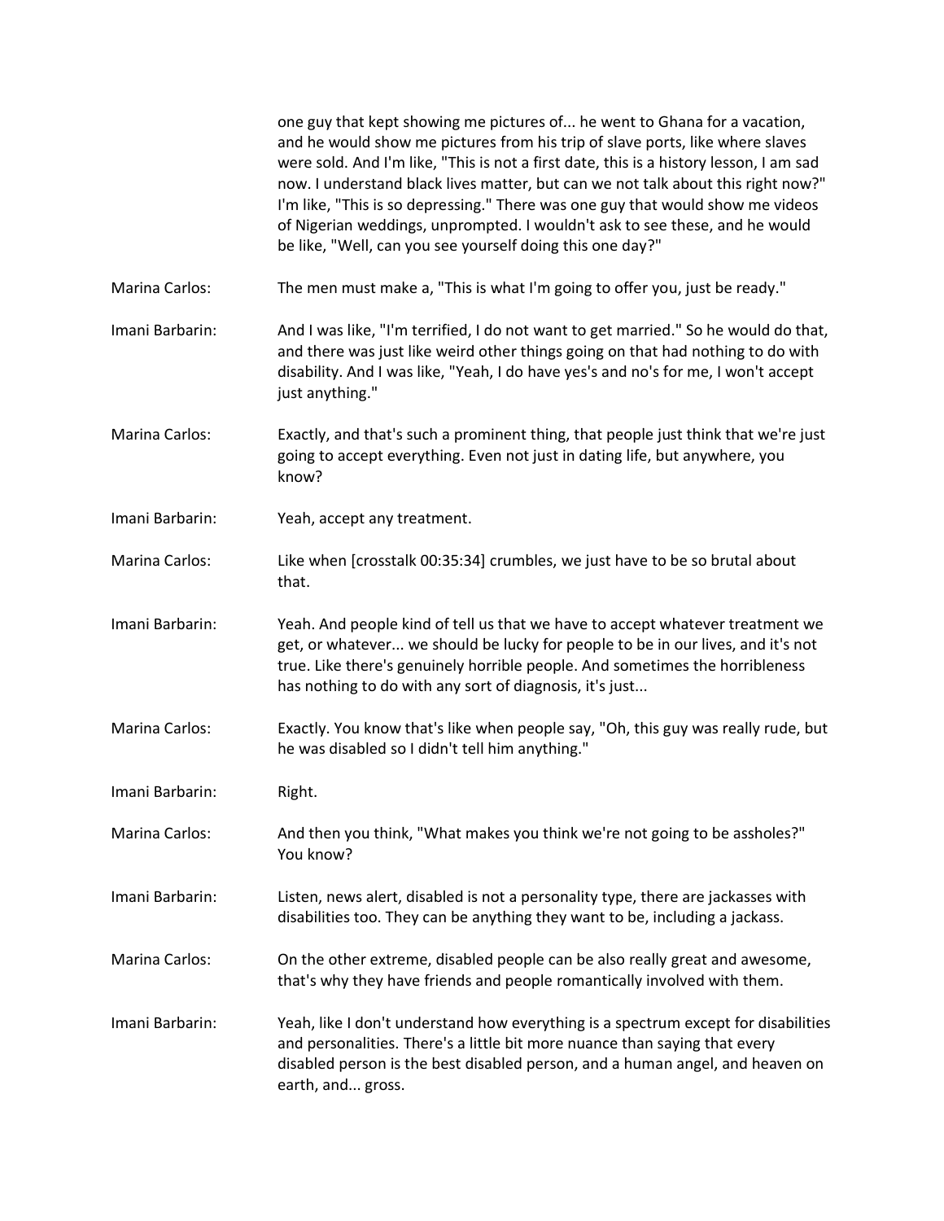one guy that kept showing me pictures of... he went to Ghana for a vacation, and he would show me pictures from his trip of slave ports, like where slaves were sold. And I'm like, "This is not a first date, this is a history lesson, I am sad now. I understand black lives matter, but can we not talk about this right now?" I'm like, "This is so depressing." There was one guy that would show me videos of Nigerian weddings, unprompted. I wouldn't ask to see these, and he would be like, "Well, can you see yourself doing this one day?"

**Marina Carlos:** The men must make a, "This is what I'm going to offer you, just be ready."

**Imani Barbarin:** And I was like, "I'm terrified, I do not want to get married." So he would do that, and there was just like weird other things going on that had nothing to do with disability. And I was like, "Yeah, I do have yes's and no's for me, I won't accept just anything."

**Marina Carlos:** Exactly, and that's such a prominent thing, that people just think that we're just going to accept everything. Even not just in dating life, but anywhere, you know?

**Imani Barbarin:** Yeah, accept any treatment.

**Marina Carlos:** Like when [crosstalk 00:35:34] crumbles, we just have to be so brutal about that.

**Imani Barbarin:** Yeah. And people kind of tell us that we have to accept whatever treatment we get, or whatever... we should be lucky for people to be in our lives, and it's not true. Like there's genuinely horrible people. And sometimes the horribleness has nothing to do with any sort of diagnosis, it's just...

**Marina Carlos:** Exactly. You know that's like when people say, "Oh, this guy was really rude, but he was disabled so I didn't tell him anything."

**Imani Barbarin:** Right.

**Marina Carlos:** And then you think, "What makes you think we're not going to be assholes?" You know?

**Imani Barbarin:** Listen, news alert, disabled is not a personality type, there are jackasses with disabilities too. They can be anything they want to be, including a jackass.

**Marina Carlos:** On the other extreme, disabled people can be also really great and awesome, that's why they have friends and people romantically involved with them.

**Imani Barbarin:** Yeah, like I don't understand how everything is a spectrum except for disabilities and personalities. There's a little bit more nuance than saying that every disabled person is the best disabled person, and a human angel, and heaven on earth, and... gross.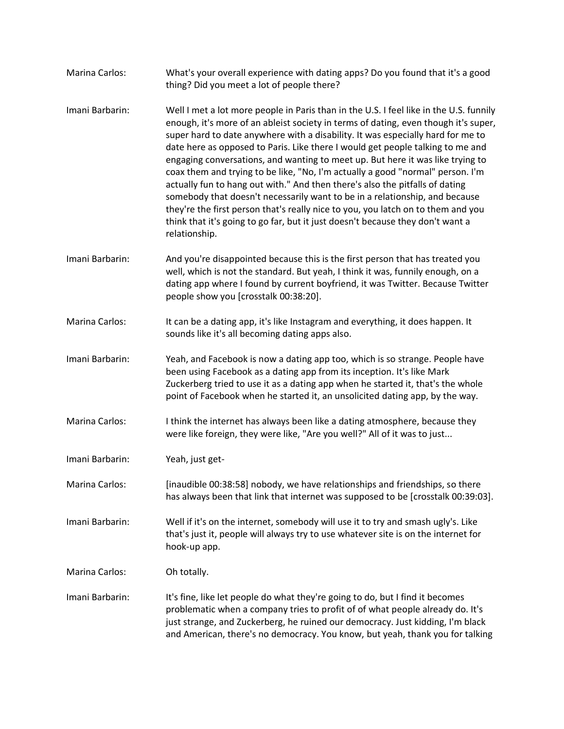Marina Carlos: What's your overall experience with dating apps? Do you found that it's a good thing? Did you meet a lot of people there?

Imani Barbarin: Well I met a lot more people in Paris than in the U.S. I feel like in the U.S. funnily enough, it's more of an ableist society in terms of dating, even though it's super, super hard to date anywhere with a disability. It was especially hard for me to date here as opposed to Paris. Like there I would get people talking to me and engaging conversations, and wanting to meet up. But here it was like trying to coax them and trying to be like, "No, I'm actually a good "normal" person. I'm actually fun to hang out with." And then there's also the pitfalls of dating somebody that doesn't necessarily want to be in a relationship, and because they're the first person that's really nice to you, you latch on to them and you think that it's going to go far, but it just doesn't because they don't want a relationship.

Imani Barbarin: And you're disappointed because this is the first person that has treated you well, which is not the standard. But yeah, I think it was, funnily enough, on a dating app where I found by current boyfriend, it was Twitter. Because Twitter people show you [crosstalk 00:38:20].

Marina Carlos: It can be a dating app, it's like Instagram and everything, it does happen. It sounds like it's all becoming dating apps also.

Imani Barbarin: Yeah, and Facebook is now a dating app too, which is so strange. People have been using Facebook as a dating app from its inception. It's like Mark Zuckerberg tried to use it as a dating app when he started it, that's the whole point of Facebook when he started it, an unsolicited dating app, by the way.

Marina Carlos: I think the internet has always been like a dating atmosphere, because they were like foreign, they were like, "Are you well?" All of it was to just...

Imani Barbarin: Yeah, just get-

Marina Carlos: [inaudible 00:38:58] nobody, we have relationships and friendships, so there has always been that link that internet was supposed to be [crosstalk 00:39:03].

Imani Barbarin: Well if it's on the internet, somebody will use it to try and smash ugly's. Like that's just it, people will always try to use whatever site is on the internet for hook-up app.

Marina Carlos: Oh totally.

Imani Barbarin: It's fine, like let people do what they're going to do, but I find it becomes problematic when a company tries to profit of of what people already do. It's just strange, and Zuckerberg, he ruined our democracy. Just kidding, I'm black and American, there's no democracy. You know, but yeah, thank you for talking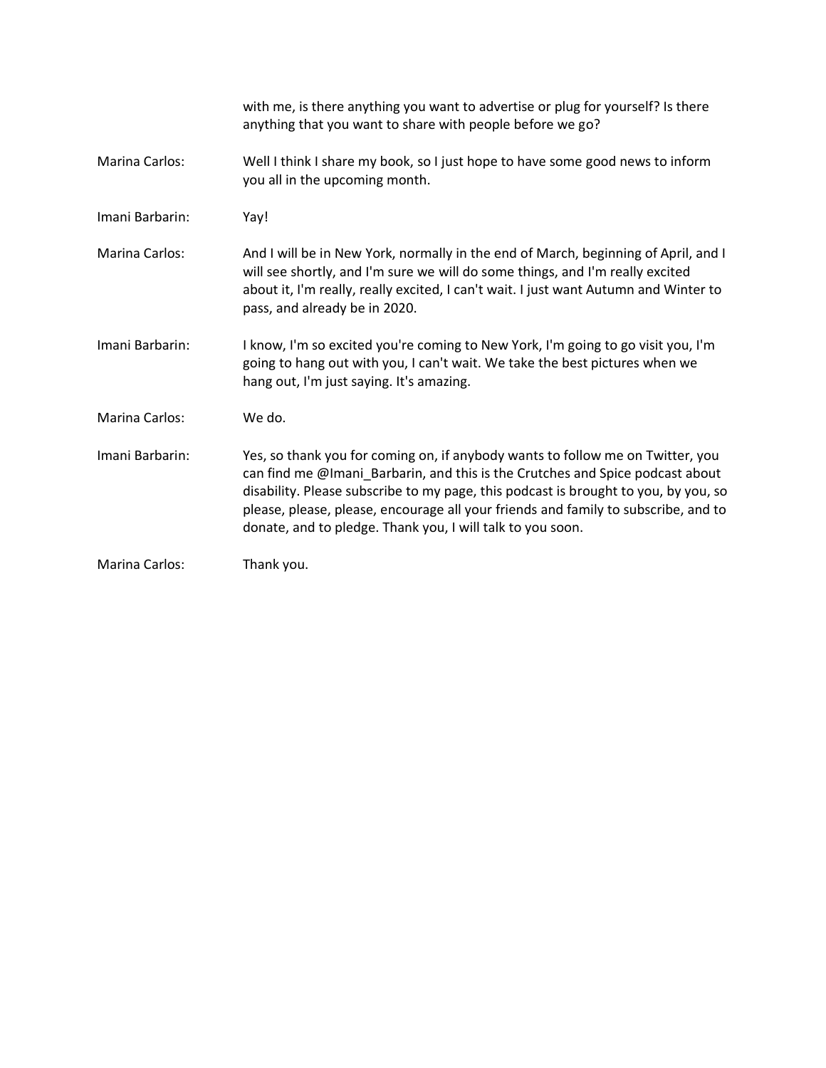with me, is there anything you want to advertise or plug for yourself? Is there anything that you want to share with people before we go?

Marina Carlos: Well I think I share my book, so I just hope to have some good news to inform you all in the upcoming month.

Imani Barbarin: Yay!

Marina Carlos: And I will be in New York, normally in the end of March, beginning of April, and I will see shortly, and I'm sure we will do some things, and I'm really excited about it, I'm really, really excited, I can't wait. I just want Autumn and Winter to pass, and already be in 2020.

Imani Barbarin: I know, I'm so excited you're coming to New York, I'm going to go visit you, I'm going to hang out with you, I can't wait. We take the best pictures when we hang out, I'm just saying. It's amazing.

Marina Carlos: We do.

Imani Barbarin: Yes, so thank you for coming on, if anybody wants to follow me on Twitter, you can find me @Imani_Barbarin, and this is the Crutches and Spice podcast about disability. Please subscribe to my page, this podcast is brought to you, by you, so please, please, please, encourage all your friends and family to subscribe, and to donate, and to pledge. Thank you, I will talk to you soon.

Marina Carlos: Thank you.